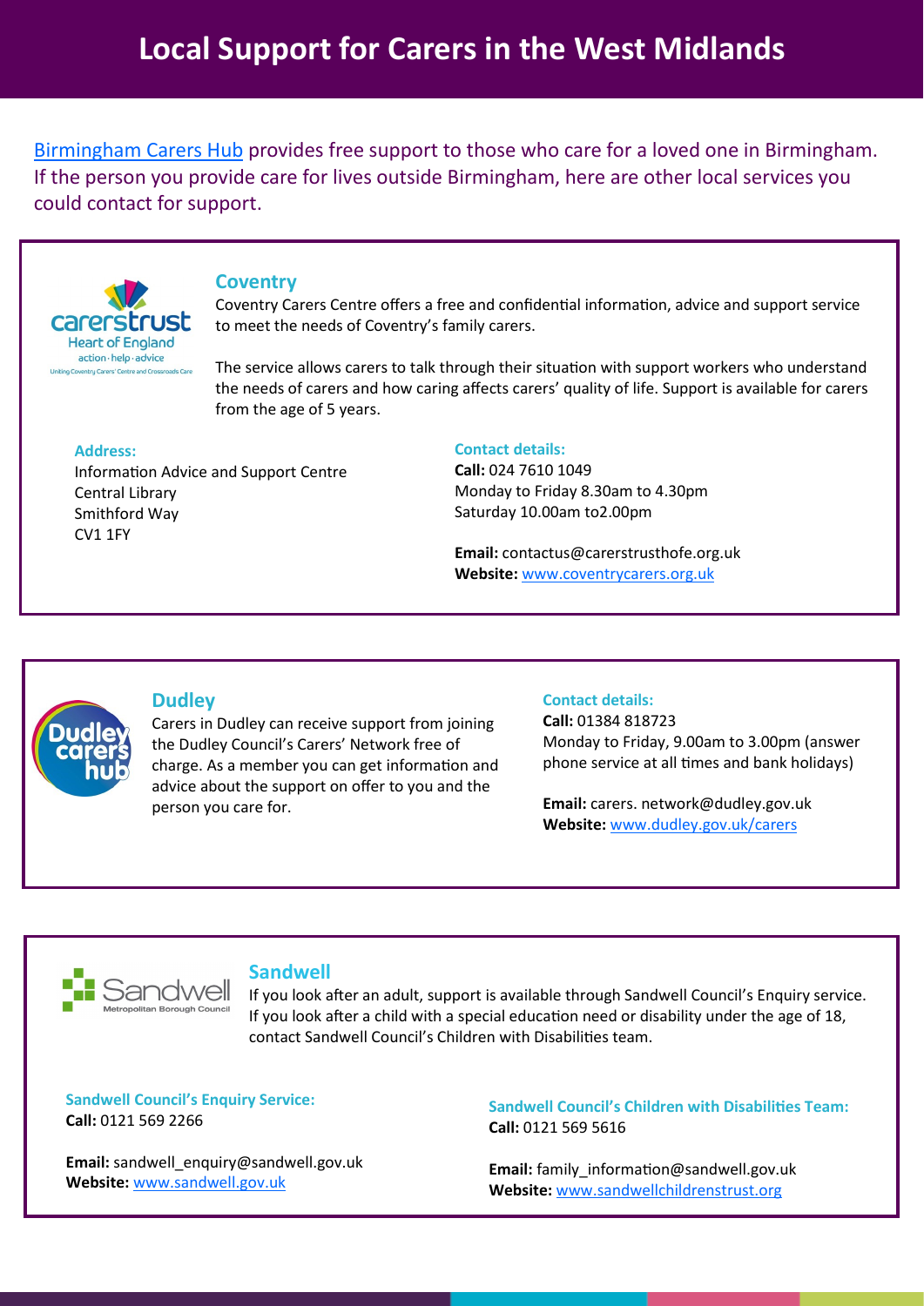# Local Support for Carers in the West Midlands

[Birmingham Carers Hub](#) provides free support to those who care for a loved one in Birmingham. If the person you provide care for lives outside Birmingham, here are other local services you could contact for support.

## Coventry

Coventry Carers Centre offers a free and confidential information, advice and support service to meet the needs of Coventry's family carers.

The service allows carers to talk through their situation with support workers who understand the needs of carers and how caring affects carers' quality of life. Support is available for carers from the age of 5 years.

**Address:**
Information Advice and Support Centre
Central Library
Smithford Way
CV1 1FY

**Contact details:**
**Call:** 024 7610 1049
Monday to Friday 8.30am to 4.30pm
Saturday 10.00am to2.00pm

**Email:** contactus@carerstrusthofe.org.uk
**Website:** [www.coventrycarers.org.uk](www.coventrycarers.org.uk)

## Dudley

Carers in Dudley can receive support from joining the Dudley Council's Carers' Network free of charge. As a member you can get information and advice about the support on offer to you and the person you care for.

**Contact details:**
**Call:** 01384 818723
Monday to Friday, 9.00am to 3.00pm (answer phone service at all times and bank holidays)

**Email:** carers. network@dudley.gov.uk
**Website:** [www.dudley.gov.uk/carers](www.dudley.gov.uk/carers)

## Sandwell

If you look after an adult, support is available through Sandwell Council's Enquiry service. If you look after a child with a special education need or disability under the age of 18, contact Sandwell Council's Children with Disabilities team.

**Sandwell Council's Enquiry Service:**
**Call:** 0121 569 2266

**Email:** sandwell_enquiry@sandwell.gov.uk
**Website:** [www.sandwell.gov.uk](www.sandwell.gov.uk)

**Sandwell Council's Children with Disabilities Team:**
**Call:** 0121 569 5616

**Email:** family_information@sandwell.gov.uk
**Website:** [www.sandwellchildrenstrust.org](www.sandwellchildrenstrust.org)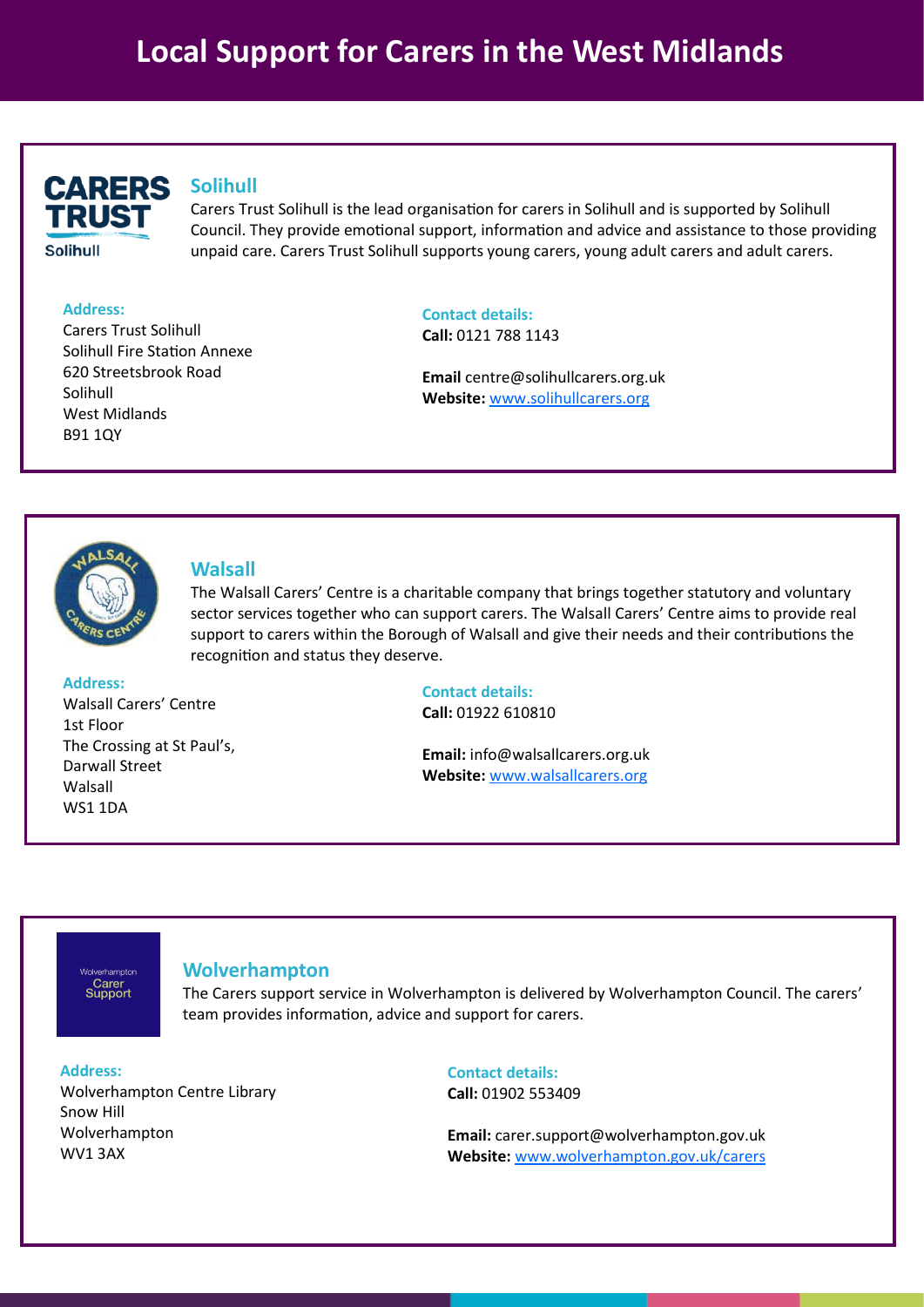# Local Support for Carers in the West Midlands

## Solihull

Carers Trust Solihull is the lead organisation for carers in Solihull and is supported by Solihull Council. They provide emotional support, information and advice and assistance to those providing unpaid care. Carers Trust Solihull supports young carers, young adult carers and adult carers.

**Address:**
Carers Trust Solihull
Solihull Fire Station Annexe
620 Streetsbrook Road
Solihull
West Midlands
B91 1QY

**Contact details:**
**Call:** 0121 788 1143

**Email** centre@solihullcarers.org.uk
**Website:** www.solihullcarers.org

## Walsall

The Walsall Carers' Centre is a charitable company that brings together statutory and voluntary sector services together who can support carers. The Walsall Carers' Centre aims to provide real support to carers within the Borough of Walsall and give their needs and their contributions the recognition and status they deserve.

**Address:**
Walsall Carers' Centre
1st Floor
The Crossing at St Paul's,
Darwall Street
Walsall
WS1 1DA

**Contact details:**
**Call:** 01922 610810

**Email:** info@walsallcarers.org.uk
**Website:** www.walsallcarers.org

## Wolverhampton

The Carers support service in Wolverhampton is delivered by Wolverhampton Council. The carers' team provides information, advice and support for carers.

**Address:**
Wolverhampton Centre Library
Snow Hill
Wolverhampton
WV1 3AX

**Contact details:**
**Call:** 01902 553409

**Email:** carer.support@wolverhampton.gov.uk
**Website:** www.wolverhampton.gov.uk/carers